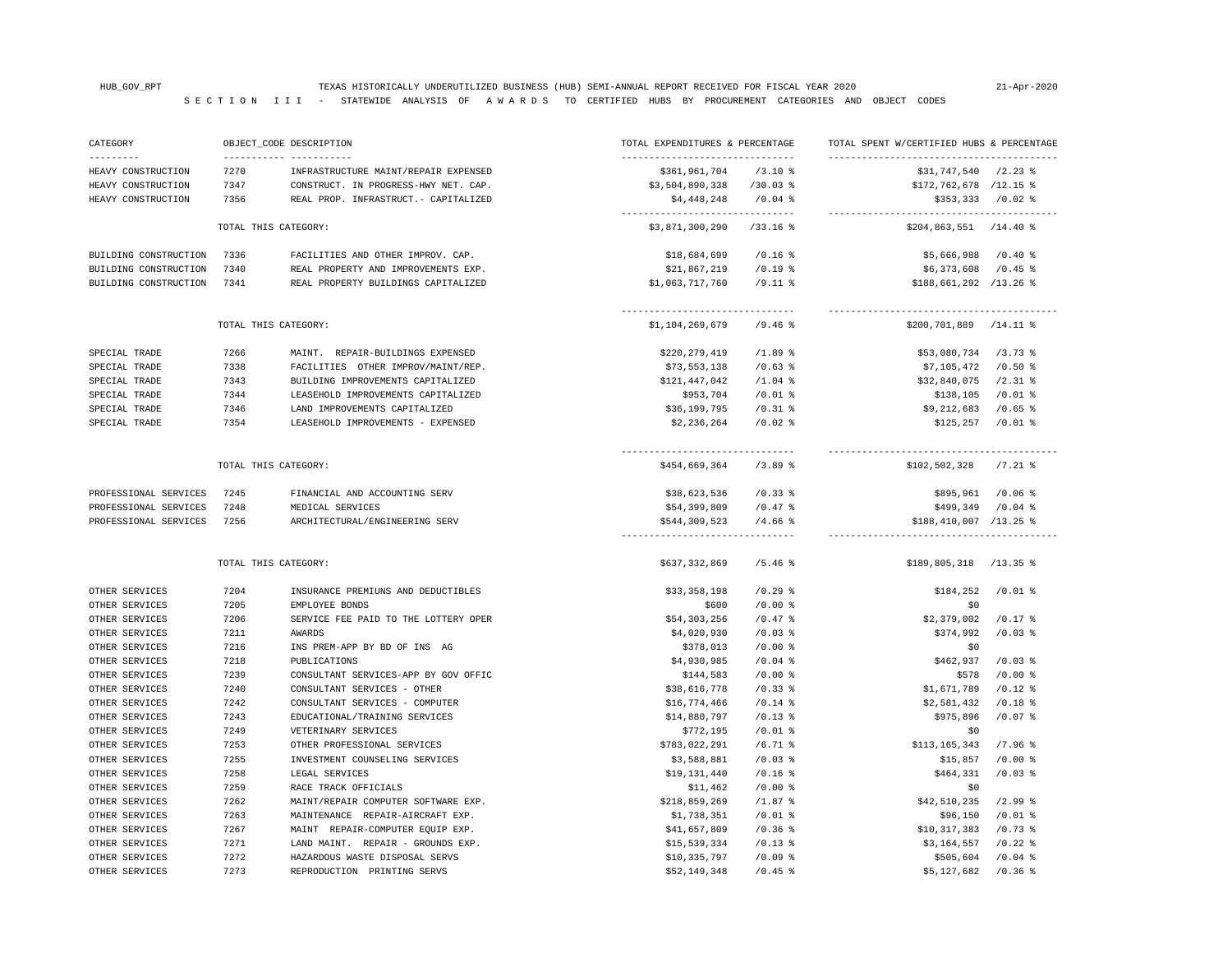HUB_GOV_RPT TEXAS HISTORICALLY UNDERUTILIZED BUSINESS (HUB) SEMI-ANNUAL REPORT RECEIVED FOR FISCAL YEAR 2020 21-Apr-2020

S E C T I O N I I I - STATEWIDE ANALYSIS OF A W A R D S TO CERTIFIED HUBS BY PROCUREMENT CATEGORIES AND OBJECT CODES

| CATEGORY | OBJECT_CODE | DESCRIPTION | TOTAL EXPENDITURES | & PERCENTAGE | TOTAL SPENT W/CERTIFIED HUBS | & PERCENTAGE |
|---|---|---|---|---|---|---|
| HEAVY CONSTRUCTION | 7270 | INFRASTRUCTURE MAINT/REPAIR EXPENSED | $361,961,704 | /3.10 % | $31,747,540 | /2.23 % |
| HEAVY CONSTRUCTION | 7347 | CONSTRUCT. IN PROGRESS-HWY NET. CAP. | $3,504,890,338 | /30.03 % | $172,762,678 | /12.15 % |
| HEAVY CONSTRUCTION | 7356 | REAL PROP. INFRASTRUCT.- CAPITALIZED | $4,448,248 | /0.04 % | $353,333 | /0.02 % |
| | TOTAL THIS CATEGORY: | | $3,871,300,290 | /33.16 % | $204,863,551 | /14.40 % |
| BUILDING CONSTRUCTION | 7336 | FACILITIES AND OTHER IMPROV. CAP. | $18,684,699 | /0.16 % | $5,666,988 | /0.40 % |
| BUILDING CONSTRUCTION | 7340 | REAL PROPERTY AND IMPROVEMENTS EXP. | $21,867,219 | /0.19 % | $6,373,608 | /0.45 % |
| BUILDING CONSTRUCTION | 7341 | REAL PROPERTY BUILDINGS CAPITALIZED | $1,063,717,760 | /9.11 % | $188,661,292 | /13.26 % |
| | TOTAL THIS CATEGORY: | | $1,104,269,679 | /9.46 % | $200,701,889 | /14.11 % |
| SPECIAL TRADE | 7266 | MAINT. REPAIR-BUILDINGS EXPENSED | $220,279,419 | /1.89 % | $53,080,734 | /3.73 % |
| SPECIAL TRADE | 7338 | FACILITIES OTHER IMPROV/MAINT/REP. | $73,553,138 | /0.63 % | $7,105,472 | /0.50 % |
| SPECIAL TRADE | 7343 | BUILDING IMPROVEMENTS CAPITALIZED | $121,447,042 | /1.04 % | $32,840,075 | /2.31 % |
| SPECIAL TRADE | 7344 | LEASEHOLD IMPROVEMENTS CAPITALIZED | $953,704 | /0.01 % | $138,105 | /0.01 % |
| SPECIAL TRADE | 7346 | LAND IMPROVEMENTS CAPITALIZED | $36,199,795 | /0.31 % | $9,212,683 | /0.65 % |
| SPECIAL TRADE | 7354 | LEASEHOLD IMPROVEMENTS - EXPENSED | $2,236,264 | /0.02 % | $125,257 | /0.01 % |
| | TOTAL THIS CATEGORY: | | $454,669,364 | /3.89 % | $102,502,328 | /7.21 % |
| PROFESSIONAL SERVICES | 7245 | FINANCIAL AND ACCOUNTING SERV | $38,623,536 | /0.33 % | $895,961 | /0.06 % |
| PROFESSIONAL SERVICES | 7248 | MEDICAL SERVICES | $54,399,809 | /0.47 % | $499,349 | /0.04 % |
| PROFESSIONAL SERVICES | 7256 | ARCHITECTURAL/ENGINEERING SERV | $544,309,523 | /4.66 % | $188,410,007 | /13.25 % |
| | TOTAL THIS CATEGORY: | | $637,332,869 | /5.46 % | $189,805,318 | /13.35 % |
| OTHER SERVICES | 7204 | INSURANCE PREMIUNS AND DEDUCTIBLES | $33,358,198 | /0.29 % | $184,252 | /0.01 % |
| OTHER SERVICES | 7205 | EMPLOYEE BONDS | $600 | /0.00 % | $0 | |
| OTHER SERVICES | 7206 | SERVICE FEE PAID TO THE LOTTERY OPER | $54,303,256 | /0.47 % | $2,379,002 | /0.17 % |
| OTHER SERVICES | 7211 | AWARDS | $4,020,930 | /0.03 % | $374,992 | /0.03 % |
| OTHER SERVICES | 7216 | INS PREM-APP BY BD OF INS AG | $378,013 | /0.00 % | $0 | |
| OTHER SERVICES | 7218 | PUBLICATIONS | $4,930,985 | /0.04 % | $462,937 | /0.03 % |
| OTHER SERVICES | 7239 | CONSULTANT SERVICES-APP BY GOV OFFIC | $144,583 | /0.00 % | $578 | /0.00 % |
| OTHER SERVICES | 7240 | CONSULTANT SERVICES - OTHER | $38,616,778 | /0.33 % | $1,671,789 | /0.12 % |
| OTHER SERVICES | 7242 | CONSULTANT SERVICES - COMPUTER | $16,774,466 | /0.14 % | $2,581,432 | /0.18 % |
| OTHER SERVICES | 7243 | EDUCATIONAL/TRAINING SERVICES | $14,880,797 | /0.13 % | $975,896 | /0.07 % |
| OTHER SERVICES | 7249 | VETERINARY SERVICES | $772,195 | /0.01 % | $0 | |
| OTHER SERVICES | 7253 | OTHER PROFESSIONAL SERVICES | $783,022,291 | /6.71 % | $113,165,343 | /7.96 % |
| OTHER SERVICES | 7255 | INVESTMENT COUNSELING SERVICES | $3,588,881 | /0.03 % | $15,857 | /0.00 % |
| OTHER SERVICES | 7258 | LEGAL SERVICES | $19,131,440 | /0.16 % | $464,331 | /0.03 % |
| OTHER SERVICES | 7259 | RACE TRACK OFFICIALS | $11,462 | /0.00 % | $0 | |
| OTHER SERVICES | 7262 | MAINT/REPAIR COMPUTER SOFTWARE EXP. | $218,859,269 | /1.87 % | $42,510,235 | /2.99 % |
| OTHER SERVICES | 7263 | MAINTENANCE REPAIR-AIRCRAFT EXP. | $1,738,351 | /0.01 % | $96,150 | /0.01 % |
| OTHER SERVICES | 7267 | MAINT REPAIR-COMPUTER EQUIP EXP. | $41,657,809 | /0.36 % | $10,317,383 | /0.73 % |
| OTHER SERVICES | 7271 | LAND MAINT. REPAIR - GROUNDS EXP. | $15,539,334 | /0.13 % | $3,164,557 | /0.22 % |
| OTHER SERVICES | 7272 | HAZARDOUS WASTE DISPOSAL SERVS | $10,335,797 | /0.09 % | $505,604 | /0.04 % |
| OTHER SERVICES | 7273 | REPRODUCTION PRINTING SERVS | $52,149,348 | /0.45 % | $5,127,682 | /0.36 % |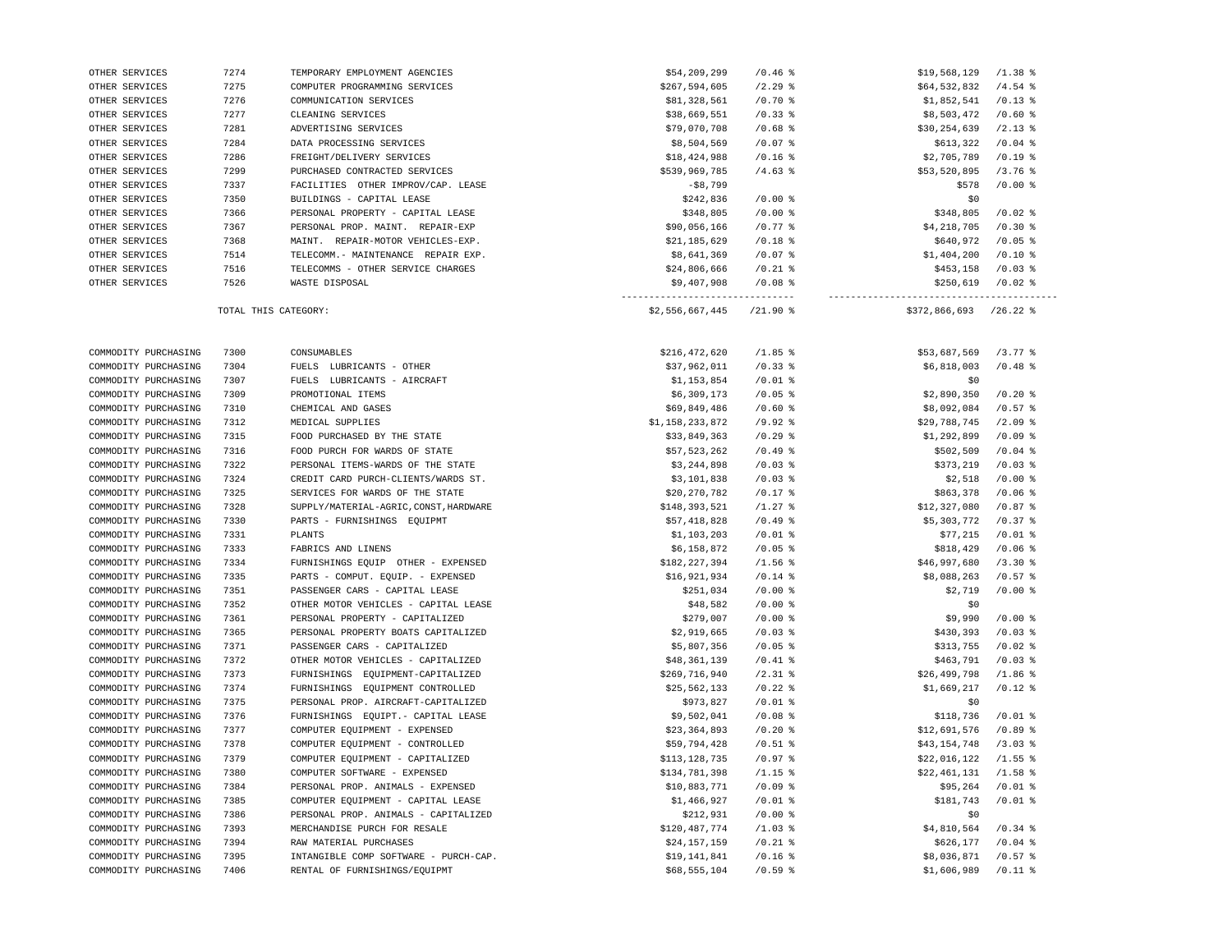| | | | | | | |
|---|---|---|---|---|---|---|
| OTHER SERVICES | 7274 | TEMPORARY EMPLOYMENT AGENCIES | $54,209,299 | /0.46 % | $19,568,129 | /1.38 % |
| OTHER SERVICES | 7275 | COMPUTER PROGRAMMING SERVICES | $267,594,605 | /2.29 % | $64,532,832 | /4.54 % |
| OTHER SERVICES | 7276 | COMMUNICATION SERVICES | $81,328,561 | /0.70 % | $1,852,541 | /0.13 % |
| OTHER SERVICES | 7277 | CLEANING SERVICES | $38,669,551 | /0.33 % | $8,503,472 | /0.60 % |
| OTHER SERVICES | 7281 | ADVERTISING SERVICES | $79,070,708 | /0.68 % | $30,254,639 | /2.13 % |
| OTHER SERVICES | 7284 | DATA PROCESSING SERVICES | $8,504,569 | /0.07 % | $613,322 | /0.04 % |
| OTHER SERVICES | 7286 | FREIGHT/DELIVERY SERVICES | $18,424,988 | /0.16 % | $2,705,789 | /0.19 % |
| OTHER SERVICES | 7299 | PURCHASED CONTRACTED SERVICES | $539,969,785 | /4.63 % | $53,520,895 | /3.76 % |
| OTHER SERVICES | 7337 | FACILITIES OTHER IMPROV/CAP. LEASE | -$8,799 | | $578 | /0.00 % |
| OTHER SERVICES | 7350 | BUILDINGS - CAPITAL LEASE | $242,836 | /0.00 % | $0 | |
| OTHER SERVICES | 7366 | PERSONAL PROPERTY - CAPITAL LEASE | $348,805 | /0.00 % | $348,805 | /0.02 % |
| OTHER SERVICES | 7367 | PERSONAL PROP. MAINT. REPAIR-EXP | $90,056,166 | /0.77 % | $4,218,705 | /0.30 % |
| OTHER SERVICES | 7368 | MAINT. REPAIR-MOTOR VEHICLES-EXP. | $21,185,629 | /0.18 % | $640,972 | /0.05 % |
| OTHER SERVICES | 7514 | TELECOMM.- MAINTENANCE REPAIR EXP. | $8,641,369 | /0.07 % | $1,404,200 | /0.10 % |
| OTHER SERVICES | 7516 | TELECOMMS - OTHER SERVICE CHARGES | $24,806,666 | /0.21 % | $453,158 | /0.03 % |
| OTHER SERVICES | 7526 | WASTE DISPOSAL | $9,407,908 | /0.08 % | $250,619 | /0.02 % |
| | TOTAL THIS CATEGORY: | | $2,556,667,445 | /21.90 % | $372,866,693 | /26.22 % |
| COMMODITY PURCHASING | 7300 | CONSUMABLES | $216,472,620 | /1.85 % | $53,687,569 | /3.77 % |
| COMMODITY PURCHASING | 7304 | FUELS LUBRICANTS - OTHER | $37,962,011 | /0.33 % | $6,818,003 | /0.48 % |
| COMMODITY PURCHASING | 7307 | FUELS LUBRICANTS - AIRCRAFT | $1,153,854 | /0.01 % | $0 | |
| COMMODITY PURCHASING | 7309 | PROMOTIONAL ITEMS | $6,309,173 | /0.05 % | $2,890,350 | /0.20 % |
| COMMODITY PURCHASING | 7310 | CHEMICAL AND GASES | $69,849,486 | /0.60 % | $8,092,084 | /0.57 % |
| COMMODITY PURCHASING | 7312 | MEDICAL SUPPLIES | $1,158,233,872 | /9.92 % | $29,788,745 | /2.09 % |
| COMMODITY PURCHASING | 7315 | FOOD PURCHASED BY THE STATE | $33,849,363 | /0.29 % | $1,292,899 | /0.09 % |
| COMMODITY PURCHASING | 7316 | FOOD PURCH FOR WARDS OF STATE | $57,523,262 | /0.49 % | $502,509 | /0.04 % |
| COMMODITY PURCHASING | 7322 | PERSONAL ITEMS-WARDS OF THE STATE | $3,244,898 | /0.03 % | $373,219 | /0.03 % |
| COMMODITY PURCHASING | 7324 | CREDIT CARD PURCH-CLIENTS/WARDS ST. | $3,101,838 | /0.03 % | $2,518 | /0.00 % |
| COMMODITY PURCHASING | 7325 | SERVICES FOR WARDS OF THE STATE | $20,270,782 | /0.17 % | $863,378 | /0.06 % |
| COMMODITY PURCHASING | 7328 | SUPPLY/MATERIAL-AGRIC,CONST,HARDWARE | $148,393,521 | /1.27 % | $12,327,080 | /0.87 % |
| COMMODITY PURCHASING | 7330 | PARTS - FURNISHINGS EQUIPMT | $57,418,828 | /0.49 % | $5,303,772 | /0.37 % |
| COMMODITY PURCHASING | 7331 | PLANTS | $1,103,203 | /0.01 % | $77,215 | /0.01 % |
| COMMODITY PURCHASING | 7333 | FABRICS AND LINENS | $6,158,872 | /0.05 % | $818,429 | /0.06 % |
| COMMODITY PURCHASING | 7334 | FURNISHINGS EQUIP OTHER - EXPENSED | $182,227,394 | /1.56 % | $46,997,680 | /3.30 % |
| COMMODITY PURCHASING | 7335 | PARTS - COMPUT. EQUIP. - EXPENSED | $16,921,934 | /0.14 % | $8,088,263 | /0.57 % |
| COMMODITY PURCHASING | 7351 | PASSENGER CARS - CAPITAL LEASE | $251,034 | /0.00 % | $2,719 | /0.00 % |
| COMMODITY PURCHASING | 7352 | OTHER MOTOR VEHICLES - CAPITAL LEASE | $48,582 | /0.00 % | $0 | |
| COMMODITY PURCHASING | 7361 | PERSONAL PROPERTY - CAPITALIZED | $279,007 | /0.00 % | $9,990 | /0.00 % |
| COMMODITY PURCHASING | 7365 | PERSONAL PROPERTY BOATS CAPITALIZED | $2,919,665 | /0.03 % | $430,393 | /0.03 % |
| COMMODITY PURCHASING | 7371 | PASSENGER CARS - CAPITALIZED | $5,807,356 | /0.05 % | $313,755 | /0.02 % |
| COMMODITY PURCHASING | 7372 | OTHER MOTOR VEHICLES - CAPITALIZED | $48,361,139 | /0.41 % | $463,791 | /0.03 % |
| COMMODITY PURCHASING | 7373 | FURNISHINGS EQUIPMENT-CAPITALIZED | $269,716,940 | /2.31 % | $26,499,798 | /1.86 % |
| COMMODITY PURCHASING | 7374 | FURNISHINGS EQUIPMENT CONTROLLED | $25,562,133 | /0.22 % | $1,669,217 | /0.12 % |
| COMMODITY PURCHASING | 7375 | PERSONAL PROP. AIRCRAFT-CAPITALIZED | $973,827 | /0.01 % | $0 | |
| COMMODITY PURCHASING | 7376 | FURNISHINGS EQUIPT.- CAPITAL LEASE | $9,502,041 | /0.08 % | $118,736 | /0.01 % |
| COMMODITY PURCHASING | 7377 | COMPUTER EQUIPMENT - EXPENSED | $23,364,893 | /0.20 % | $12,691,576 | /0.89 % |
| COMMODITY PURCHASING | 7378 | COMPUTER EQUIPMENT - CONTROLLED | $59,794,428 | /0.51 % | $43,154,748 | /3.03 % |
| COMMODITY PURCHASING | 7379 | COMPUTER EQUIPMENT - CAPITALIZED | $113,128,735 | /0.97 % | $22,016,122 | /1.55 % |
| COMMODITY PURCHASING | 7380 | COMPUTER SOFTWARE - EXPENSED | $134,781,398 | /1.15 % | $22,461,131 | /1.58 % |
| COMMODITY PURCHASING | 7384 | PERSONAL PROP. ANIMALS - EXPENSED | $10,883,771 | /0.09 % | $95,264 | /0.01 % |
| COMMODITY PURCHASING | 7385 | COMPUTER EQUIPMENT - CAPITAL LEASE | $1,466,927 | /0.01 % | $181,743 | /0.01 % |
| COMMODITY PURCHASING | 7386 | PERSONAL PROP. ANIMALS - CAPITALIZED | $212,931 | /0.00 % | $0 | |
| COMMODITY PURCHASING | 7393 | MERCHANDISE PURCH FOR RESALE | $120,487,774 | /1.03 % | $4,810,564 | /0.34 % |
| COMMODITY PURCHASING | 7394 | RAW MATERIAL PURCHASES | $24,157,159 | /0.21 % | $626,177 | /0.04 % |
| COMMODITY PURCHASING | 7395 | INTANGIBLE COMP SOFTWARE - PURCH-CAP. | $19,141,841 | /0.16 % | $8,036,871 | /0.57 % |
| COMMODITY PURCHASING | 7406 | RENTAL OF FURNISHINGS/EQUIPMT | $68,555,104 | /0.59 % | $1,606,989 | /0.11 % |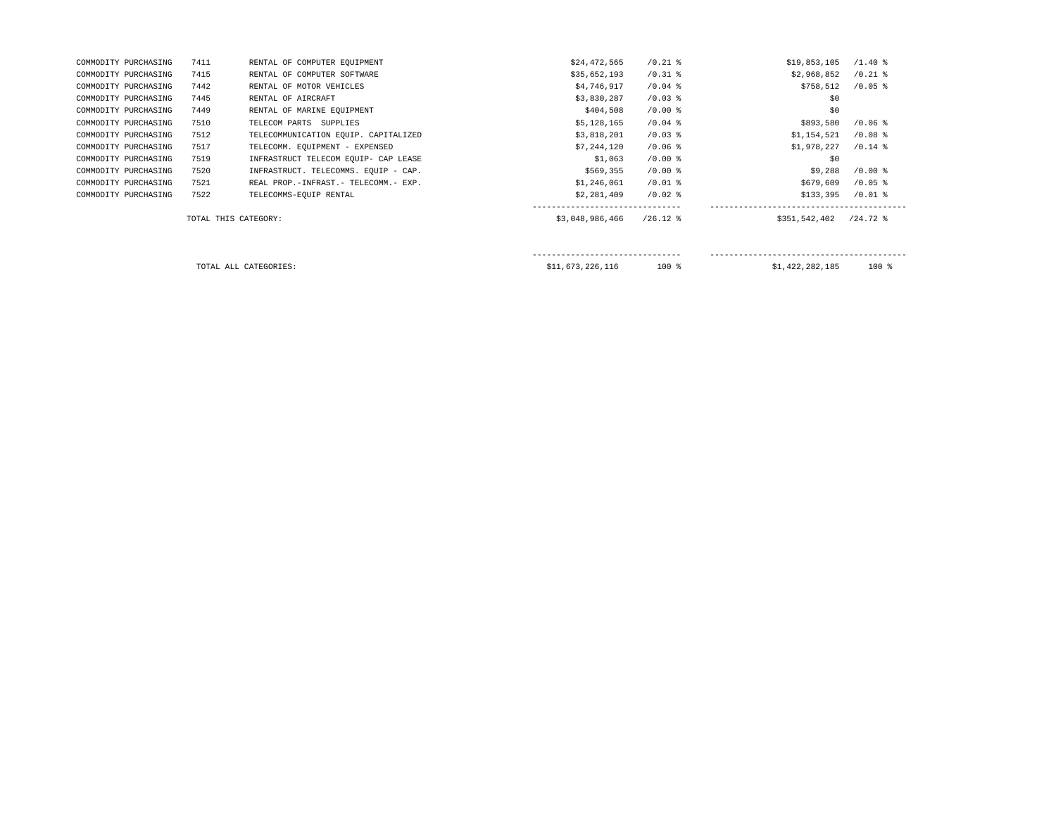| | | | | | | |
|---|---|---|---|---|---|---|
| COMMODITY PURCHASING | 7411 | RENTAL OF COMPUTER EQUIPMENT | $24,472,565 | /0.21 % | $19,853,105 | /1.40 % |
| COMMODITY PURCHASING | 7415 | RENTAL OF COMPUTER SOFTWARE | $35,652,193 | /0.31 % | $2,968,852 | /0.21 % |
| COMMODITY PURCHASING | 7442 | RENTAL OF MOTOR VEHICLES | $4,746,917 | /0.04 % | $758,512 | /0.05 % |
| COMMODITY PURCHASING | 7445 | RENTAL OF AIRCRAFT | $3,830,287 | /0.03 % | $0 | |
| COMMODITY PURCHASING | 7449 | RENTAL OF MARINE EQUIPMENT | $404,508 | /0.00 % | $0 | |
| COMMODITY PURCHASING | 7510 | TELECOM PARTS SUPPLIES | $5,128,165 | /0.04 % | $893,580 | /0.06 % |
| COMMODITY PURCHASING | 7512 | TELECOMMUNICATION EQUIP. CAPITALIZED | $3,818,201 | /0.03 % | $1,154,521 | /0.08 % |
| COMMODITY PURCHASING | 7517 | TELECOMM. EQUIPMENT - EXPENSED | $7,244,120 | /0.06 % | $1,978,227 | /0.14 % |
| COMMODITY PURCHASING | 7519 | INFRASTRUCT TELECOM EQUIP- CAP LEASE | $1,063 | /0.00 % | $0 | |
| COMMODITY PURCHASING | 7520 | INFRASTRUCT. TELECOMMS. EQUIP - CAP. | $569,355 | /0.00 % | $9,288 | /0.00 % |
| COMMODITY PURCHASING | 7521 | REAL PROP.-INFRAST.- TELECOMM.- EXP. | $1,246,061 | /0.01 % | $679,609 | /0.05 % |
| COMMODITY PURCHASING | 7522 | TELECOMMS-EQUIP RENTAL | $2,281,409 | /0.02 % | $133,395 | /0.01 % |
| | TOTAL THIS CATEGORY: | | $3,048,986,466 | /26.12 % | $351,542,402 | /24.72 % |
| | TOTAL ALL CATEGORIES: | | $11,673,226,116 | 100 % | $1,422,282,185 | 100 % |